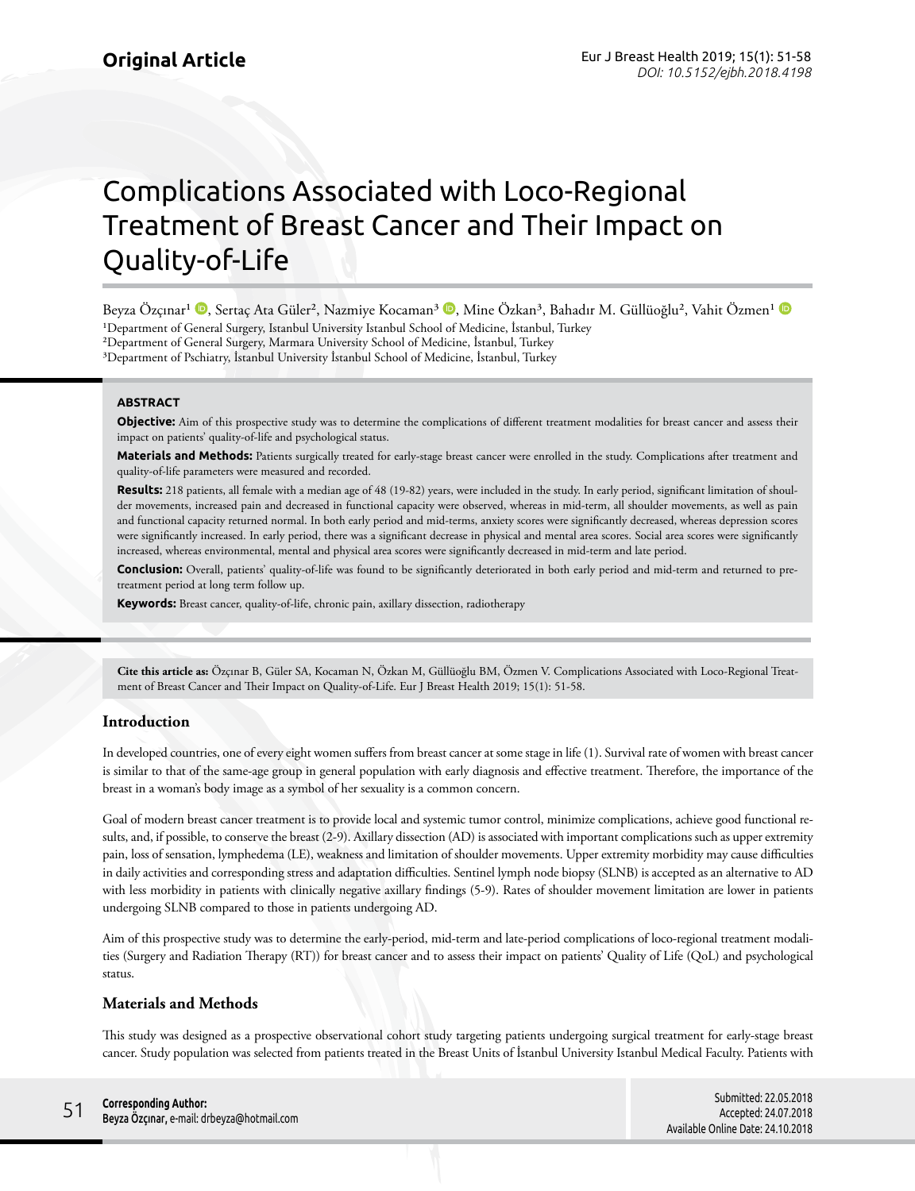**Original Article**

# Complications Associated with Loco-Regional Treatment of Breast Cancer and Their Impact on Quality-of-Life

Beyza Özçınar[1], Sertaç Ata Güler[2], Nazmiye Kocaman[3], Mine Özkan[3], Bahadır M. Güllüoğlu[2], Vahit Özmen[1]

[1]Department of General Surgery, Istanbul University Istanbul School of Medicine, İstanbul, Turkey
[2]Department of General Surgery, Marmara University School of Medicine, İstanbul, Turkey
[3]Department of Pschiatry, İstanbul University İstanbul School of Medicine, İstanbul, Turkey

### ABSTRACT

**Objective:** Aim of this prospective study was to determine the complications of different treatment modalities for breast cancer and assess their impact on patients' quality-of-life and psychological status.

**Materials and Methods:** Patients surgically treated for early-stage breast cancer were enrolled in the study. Complications after treatment and quality-of-life parameters were measured and recorded.

**Results:** 218 patients, all female with a median age of 48 (19-82) years, were included in the study. In early period, significant limitation of shoulder movements, increased pain and decreased in functional capacity were observed, whereas in mid-term, all shoulder movements, as well as pain and functional capacity returned normal. In both early period and mid-terms, anxiety scores were significantly decreased, whereas depression scores were significantly increased. In early period, there was a significant decrease in physical and mental area scores. Social area scores were significantly increased, whereas environmental, mental and physical area scores were significantly decreased in mid-term and late period.

**Conclusion:** Overall, patients' quality-of-life was found to be significantly deteriorated in both early period and mid-term and returned to pre-treatment period at long term follow up.

**Keywords:** Breast cancer, quality-of-life, chronic pain, axillary dissection, radiotherapy

**Cite this article as:** Özçınar B, Güler SA, Kocaman N, Özkan M, Güllüoğlu BM, Özmen V. Complications Associated with Loco-Regional Treatment of Breast Cancer and Their Impact on Quality-of-Life. Eur J Breast Health 2019; 15(1): 51-58.

## Introduction

In developed countries, one of every eight women suffers from breast cancer at some stage in life (1). Survival rate of women with breast cancer is similar to that of the same-age group in general population with early diagnosis and effective treatment. Therefore, the importance of the breast in a woman's body image as a symbol of her sexuality is a common concern.

Goal of modern breast cancer treatment is to provide local and systemic tumor control, minimize complications, achieve good functional results, and, if possible, to conserve the breast (2-9). Axillary dissection (AD) is associated with important complications such as upper extremity pain, loss of sensation, lymphedema (LE), weakness and limitation of shoulder movements. Upper extremity morbidity may cause difficulties in daily activities and corresponding stress and adaptation difficulties. Sentinel lymph node biopsy (SLNB) is accepted as an alternative to AD with less morbidity in patients with clinically negative axillary findings (5-9). Rates of shoulder movement limitation are lower in patients undergoing SLNB compared to those in patients undergoing AD.

Aim of this prospective study was to determine the early-period, mid-term and late-period complications of loco-regional treatment modalities (Surgery and Radiation Therapy (RT)) for breast cancer and to assess their impact on patients' Quality of Life (QoL) and psychological status.

## Materials and Methods

This study was designed as a prospective observational cohort study targeting patients undergoing surgical treatment for early-stage breast cancer. Study population was selected from patients treated in the Breast Units of İstanbul University Istanbul Medical Faculty. Patients with

**Corresponding Author:**
Beyza Özçınar, e-mail: drbeyza@hotmail.com

Submitted: 22.05.2018
Accepted: 24.07.2018
Available Online Date: 24.10.2018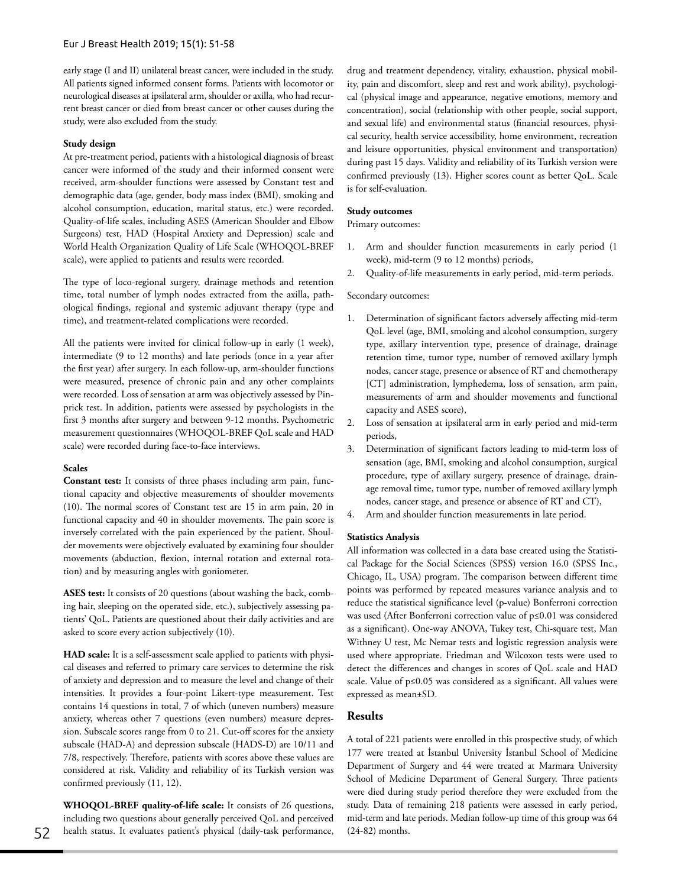early stage (I and II) unilateral breast cancer, were included in the study. All patients signed informed consent forms. Patients with locomotor or neurological diseases at ipsilateral arm, shoulder or axilla, who had recurrent breast cancer or died from breast cancer or other causes during the study, were also excluded from the study.

**Study design**

At pre-treatment period, patients with a histological diagnosis of breast cancer were informed of the study and their informed consent were received, arm-shoulder functions were assessed by Constant test and demographic data (age, gender, body mass index (BMI), smoking and alcohol consumption, education, marital status, etc.) were recorded. Quality-of-life scales, including ASES (American Shoulder and Elbow Surgeons) test, HAD (Hospital Anxiety and Depression) scale and World Health Organization Quality of Life Scale (WHOQOL-BREF scale), were applied to patients and results were recorded.

The type of loco-regional surgery, drainage methods and retention time, total number of lymph nodes extracted from the axilla, pathological findings, regional and systemic adjuvant therapy (type and time), and treatment-related complications were recorded.

All the patients were invited for clinical follow-up in early (1 week), intermediate (9 to 12 months) and late periods (once in a year after the first year) after surgery. In each follow-up, arm-shoulder functions were measured, presence of chronic pain and any other complaints were recorded. Loss of sensation at arm was objectively assessed by Pinprick test. In addition, patients were assessed by psychologists in the first 3 months after surgery and between 9-12 months. Psychometric measurement questionnaires (WHOQOL-BREF QoL scale and HAD scale) were recorded during face-to-face interviews.

**Scales**

**Constant test:** It consists of three phases including arm pain, functional capacity and objective measurements of shoulder movements (10). The normal scores of Constant test are 15 in arm pain, 20 in functional capacity and 40 in shoulder movements. The pain score is inversely correlated with the pain experienced by the patient. Shoulder movements were objectively evaluated by examining four shoulder movements (abduction, flexion, internal rotation and external rotation) and by measuring angles with goniometer.

**ASES test:** It consists of 20 questions (about washing the back, combing hair, sleeping on the operated side, etc.), subjectively assessing patients' QoL. Patients are questioned about their daily activities and are asked to score every action subjectively (10).

**HAD scale:** It is a self-assessment scale applied to patients with physical diseases and referred to primary care services to determine the risk of anxiety and depression and to measure the level and change of their intensities. It provides a four-point Likert-type measurement. Test contains 14 questions in total, 7 of which (uneven numbers) measure anxiety, whereas other 7 questions (even numbers) measure depression. Subscale scores range from 0 to 21. Cut-off scores for the anxiety subscale (HAD-A) and depression subscale (HADS-D) are 10/11 and 7/8, respectively. Therefore, patients with scores above these values are considered at risk. Validity and reliability of its Turkish version was confirmed previously (11, 12).

**WHOQOL-BREF quality-of-life scale:** It consists of 26 questions, including two questions about generally perceived QoL and perceived health status. It evaluates patient's physical (daily-task performance, drug and treatment dependency, vitality, exhaustion, physical mobility, pain and discomfort, sleep and rest and work ability), psychological (physical image and appearance, negative emotions, memory and concentration), social (relationship with other people, social support, and sexual life) and environmental status (financial resources, physical security, health service accessibility, home environment, recreation and leisure opportunities, physical environment and transportation) during past 15 days. Validity and reliability of its Turkish version were confirmed previously (13). Higher scores count as better QoL. Scale is for self-evaluation.

**Study outcomes**

Primary outcomes:

1. Arm and shoulder function measurements in early period (1 week), mid-term (9 to 12 months) periods,
2. Quality-of-life measurements in early period, mid-term periods.

Secondary outcomes:

1. Determination of significant factors adversely affecting mid-term QoL level (age, BMI, smoking and alcohol consumption, surgery type, axillary intervention type, presence of drainage, drainage retention time, tumor type, number of removed axillary lymph nodes, cancer stage, presence or absence of RT and chemotherapy [CT] administration, lymphedema, loss of sensation, arm pain, measurements of arm and shoulder movements and functional capacity and ASES score),
2. Loss of sensation at ipsilateral arm in early period and mid-term periods,
3. Determination of significant factors leading to mid-term loss of sensation (age, BMI, smoking and alcohol consumption, surgical procedure, type of axillary surgery, presence of drainage, drainage removal time, tumor type, number of removed axillary lymph nodes, cancer stage, and presence or absence of RT and CT),
4. Arm and shoulder function measurements in late period.

**Statistics Analysis**

All information was collected in a data base created using the Statistical Package for the Social Sciences (SPSS) version 16.0 (SPSS Inc., Chicago, IL, USA) program. The comparison between different time points was performed by repeated measures variance analysis and to reduce the statistical significance level (p-value) Bonferroni correction was used (After Bonferroni correction value of $p \leq 0.01$ was considered as a significant). One-way ANOVA, Tukey test, Chi-square test, Man Withney U test, Mc Nemar tests and logistic regression analysis were used where appropriate. Friedman and Wilcoxon tests were used to detect the differences and changes in scores of QoL scale and HAD scale. Value of $p \leq 0.05$ was considered as a significant. All values were expressed as mean±SD.

## Results

A total of 221 patients were enrolled in this prospective study, of which 177 were treated at İstanbul University İstanbul School of Medicine Department of Surgery and 44 were treated at Marmara University School of Medicine Department of General Surgery. Three patients were died during study period therefore they were excluded from the study. Data of remaining 218 patients were assessed in early period, mid-term and late periods. Median follow-up time of this group was 64 (24-82) months.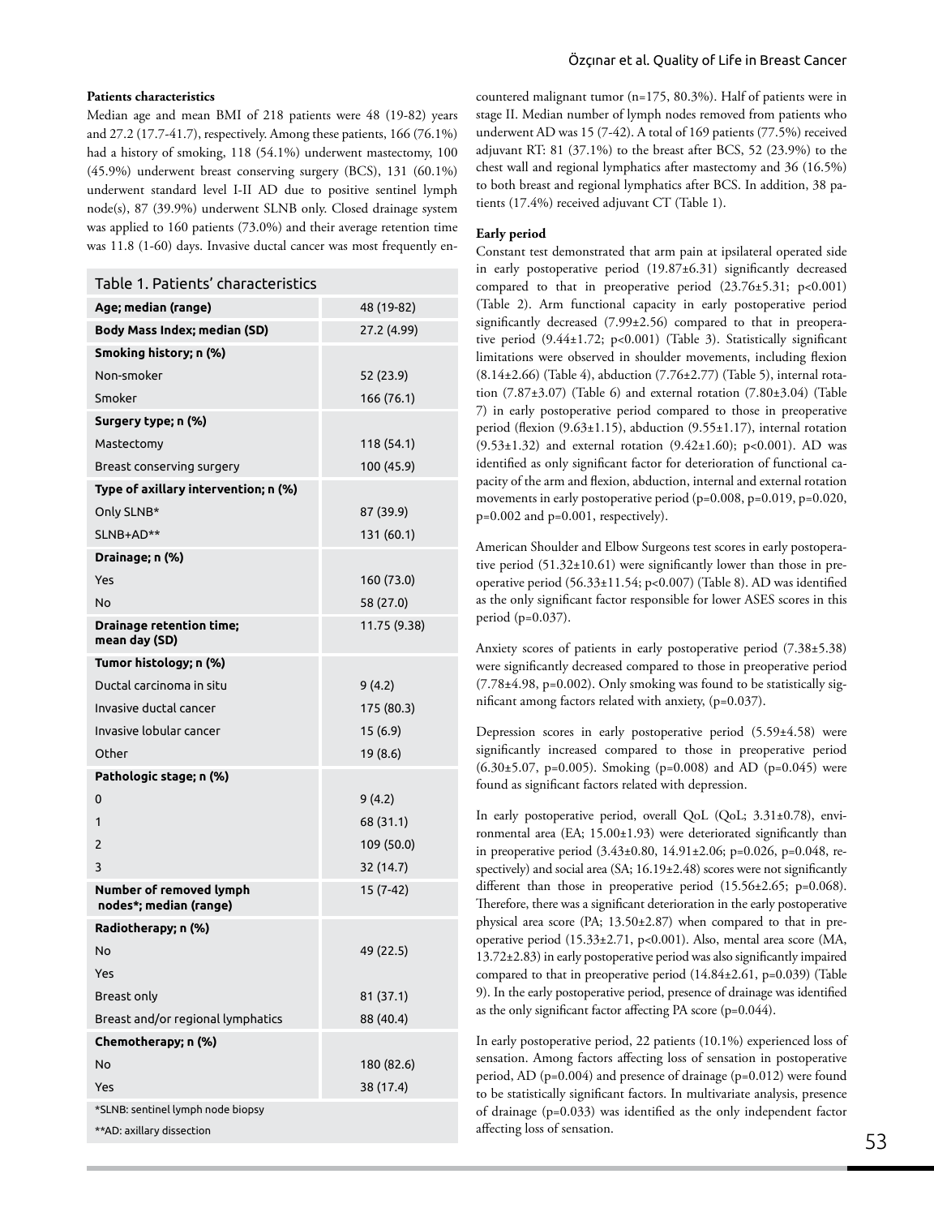**Patients characteristics**

Median age and mean BMI of 218 patients were 48 (19-82) years and 27.2 (17.7-41.7), respectively. Among these patients, 166 (76.1%) had a history of smoking, 118 (54.1%) underwent mastectomy, 100 (45.9%) underwent breast conserving surgery (BCS), 131 (60.1%) underwent standard level I-II AD due to positive sentinel lymph node(s), 87 (39.9%) underwent SLNB only. Closed drainage system was applied to 160 patients (73.0%) and their average retention time was 11.8 (1-60) days. Invasive ductal cancer was most frequently encountered malignant tumor (n=175, 80.3%). Half of patients were in stage II. Median number of lymph nodes removed from patients who underwent AD was 15 (7-42). A total of 169 patients (77.5%) received adjuvant RT: 81 (37.1%) to the breast after BCS, 52 (23.9%) to the chest wall and regional lymphatics after mastectomy and 36 (16.5%) to both breast and regional lymphatics after BCS. In addition, 38 patients (17.4%) received adjuvant CT (Table 1).

Table 1. Patients' characteristics

| | |
|---|---|
| **Age; median (range)** | 48 (19-82) |
| **Body Mass Index; median (SD)** | 27.2 (4.99) |
| **Smoking history; n (%)** | |
| Non-smoker | 52 (23.9) |
| Smoker | 166 (76.1) |
| **Surgery type; n (%)** | |
| Mastectomy | 118 (54.1) |
| Breast conserving surgery | 100 (45.9) |
| **Type of axillary intervention; n (%)** | |
| Only SLNB* | 87 (39.9) |
| SLNB+AD** | 131 (60.1) |
| **Drainage; n (%)** | |
| Yes | 160 (73.0) |
| No | 58 (27.0) |
| **Drainage retention time; mean day (SD)** | 11.75 (9.38) |
| **Tumor histology; n (%)** | |
| Ductal carcinoma in situ | 9 (4.2) |
| Invasive ductal cancer | 175 (80.3) |
| Invasive lobular cancer | 15 (6.9) |
| Other | 19 (8.6) |
| **Pathologic stage; n (%)** | |
| 0 | 9 (4.2) |
| 1 | 68 (31.1) |
| 2 | 109 (50.0) |
| 3 | 32 (14.7) |
| **Number of removed lymph nodes*; median (range)** | 15 (7-42) |
| **Radiotherapy; n (%)** | |
| No | 49 (22.5) |
| Yes | |
| Breast only | 81 (37.1) |
| Breast and/or regional lymphatics | 88 (40.4) |
| **Chemotherapy; n (%)** | |
| No | 180 (82.6) |
| Yes | 38 (17.4) |

*SLNB: sentinel lymph node biopsy

**AD: axillary dissection

**Early period**

Constant test demonstrated that arm pain at ipsilateral operated side in early postoperative period (19.87±6.31) significantly decreased compared to that in preoperative period (23.76±5.31; $p<0.001$) (Table 2). Arm functional capacity in early postoperative period significantly decreased (7.99±2.56) compared to that in preoperative period (9.44±1.72; $p<0.001$) (Table 3). Statistically significant limitations were observed in shoulder movements, including flexion (8.14±2.66) (Table 4), abduction (7.76±2.77) (Table 5), internal rotation (7.87±3.07) (Table 6) and external rotation (7.80±3.04) (Table 7) in early postoperative period compared to those in preoperative period (flexion (9.63±1.15), abduction (9.55±1.17), internal rotation (9.53±1.32) and external rotation (9.42±1.60); $p<0.001$). AD was identified as only significant factor for deterioration of functional capacity of the arm and flexion, abduction, internal and external rotation movements in early postoperative period (p=0.008, p=0.019, p=0.020, p=0.002 and p=0.001, respectively).

American Shoulder and Elbow Surgeons test scores in early postoperative period (51.32±10.61) were significantly lower than those in preoperative period (56.33±11.54; $p<0.007$) (Table 8). AD was identified as the only significant factor responsible for lower ASES scores in this period (p=0.037).

Anxiety scores of patients in early postoperative period (7.38±5.38) were significantly decreased compared to those in preoperative period (7.78±4.98, p=0.002). Only smoking was found to be statistically significant among factors related with anxiety, (p=0.037).

Depression scores in early postoperative period (5.59±4.58) were significantly increased compared to those in preoperative period (6.30±5.07, p=0.005). Smoking (p=0.008) and AD (p=0.045) were found as significant factors related with depression.

In early postoperative period, overall QoL (QoL; 3.31±0.78), environmental area (EA; 15.00±1.93) were deteriorated significantly than in preoperative period (3.43±0.80, 14.91±2.06; p=0.026, p=0.048, respectively) and social area (SA; 16.19±2.48) scores were not significantly different than those in preoperative period (15.56±2.65; p=0.068). Therefore, there was a significant deterioration in the early postoperative physical area score (PA; 13.50±2.87) when compared to that in preoperative period (15.33±2.71, $p<0.001$). Also, mental area score (MA, 13.72±2.83) in early postoperative period was also significantly impaired compared to that in preoperative period (14.84±2.61, p=0.039) (Table 9). In the early postoperative period, presence of drainage was identified as the only significant factor affecting PA score (p=0.044).

In early postoperative period, 22 patients (10.1%) experienced loss of sensation. Among factors affecting loss of sensation in postoperative period, AD (p=0.004) and presence of drainage (p=0.012) were found to be statistically significant factors. In multivariate analysis, presence of drainage (p=0.033) was identified as the only independent factor affecting loss of sensation.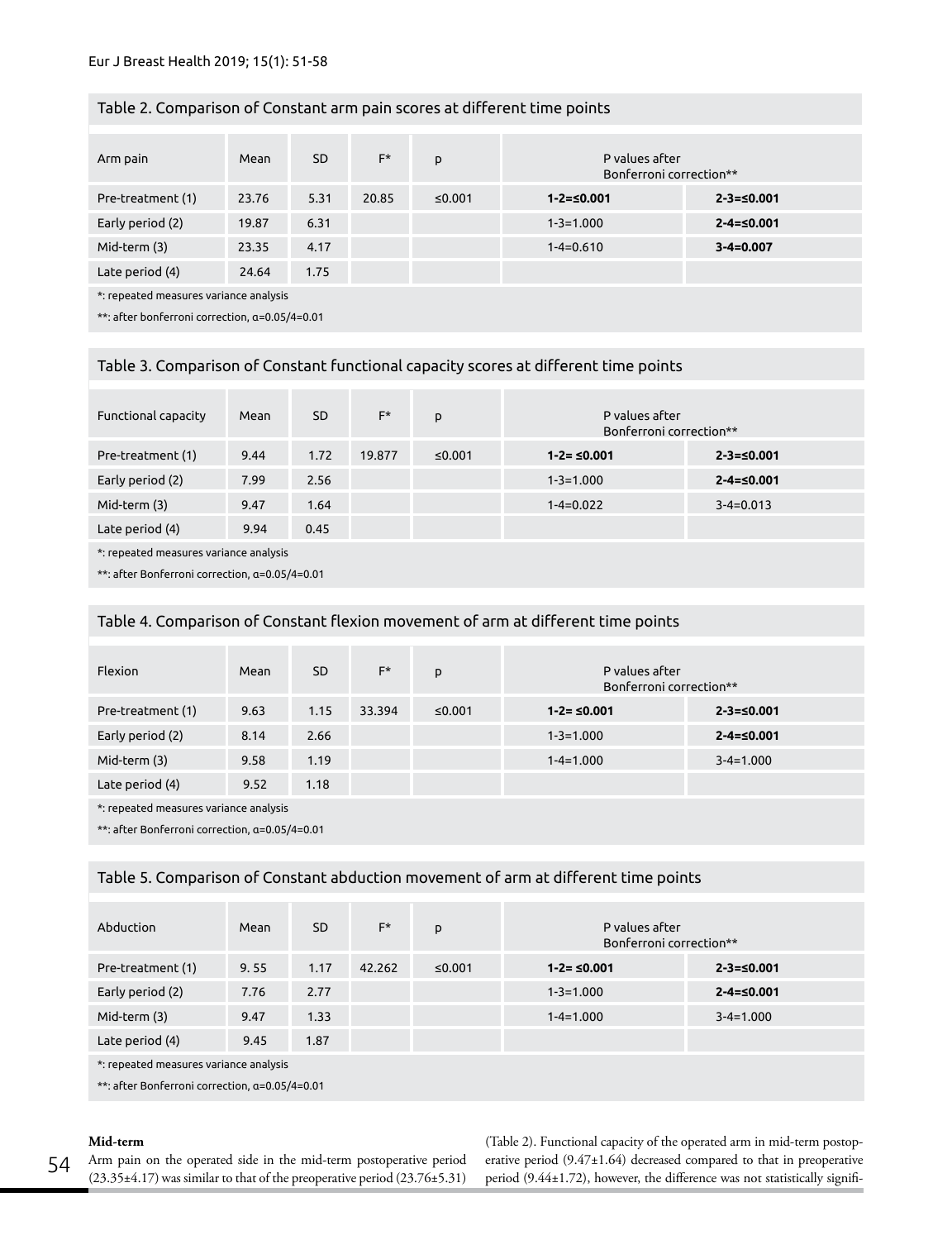Table 2. Comparison of Constant arm pain scores at different time points

| Arm pain | Mean | SD | F* | p | P values after Bonferroni correction** | |
|---|---|---|---|---|---|---|
| Pre-treatment (1) | 23.76 | 5.31 | 20.85 | ≤0.001 | **1-2=≤0.001** | **2-3=≤0.001** |
| Early period (2) | 19.87 | 6.31 | | | 1-3=1.000 | **2-4=≤0.001** |
| Mid-term (3) | 23.35 | 4.17 | | | 1-4=0.610 | **3-4=0.007** |
| Late period (4) | 24.64 | 1.75 | | | | |

*: repeated measures variance analysis

**: after bonferroni correction, α=0.05/4=0.01

Table 3. Comparison of Constant functional capacity scores at different time points

| Functional capacity | Mean | SD | F* | p | P values after Bonferroni correction** | |
|---|---|---|---|---|---|---|
| Pre-treatment (1) | 9.44 | 1.72 | 19.877 | ≤0.001 | **1-2= ≤0.001** | **2-3=≤0.001** |
| Early period (2) | 7.99 | 2.56 | | | 1-3=1.000 | **2-4=≤0.001** |
| Mid-term (3) | 9.47 | 1.64 | | | 1-4=0.022 | 3-4=0.013 |
| Late period (4) | 9.94 | 0.45 | | | | |

*: repeated measures variance analysis

**: after Bonferroni correction, α=0.05/4=0.01

Table 4. Comparison of Constant flexion movement of arm at different time points

| Flexion | Mean | SD | F* | p | P values after Bonferroni correction** | |
|---|---|---|---|---|---|---|
| Pre-treatment (1) | 9.63 | 1.15 | 33.394 | ≤0.001 | **1-2= ≤0.001** | **2-3=≤0.001** |
| Early period (2) | 8.14 | 2.66 | | | 1-3=1.000 | **2-4=≤0.001** |
| Mid-term (3) | 9.58 | 1.19 | | | 1-4=1.000 | 3-4=1.000 |
| Late period (4) | 9.52 | 1.18 | | | | |

*: repeated measures variance analysis

**: after Bonferroni correction, α=0.05/4=0.01

Table 5. Comparison of Constant abduction movement of arm at different time points

| Abduction | Mean | SD | F* | p | P values after Bonferroni correction** | |
|---|---|---|---|---|---|---|
| Pre-treatment (1) | 9. 55 | 1.17 | 42.262 | ≤0.001 | **1-2= ≤0.001** | **2-3=≤0.001** |
| Early period (2) | 7.76 | 2.77 | | | 1-3=1.000 | **2-4=≤0.001** |
| Mid-term (3) | 9.47 | 1.33 | | | 1-4=1.000 | 3-4=1.000 |
| Late period (4) | 9.45 | 1.87 | | | | |

*: repeated measures variance analysis

**: after Bonferroni correction, α=0.05/4=0.01

**Mid-term**

Arm pain on the operated side in the mid-term postoperative period (23.35±4.17) was similar to that of the preoperative period (23.76±5.31) (Table 2). Functional capacity of the operated arm in mid-term postoperative period (9.47±1.64) decreased compared to that in preoperative period (9.44±1.72), however, the difference was not statistically signifi-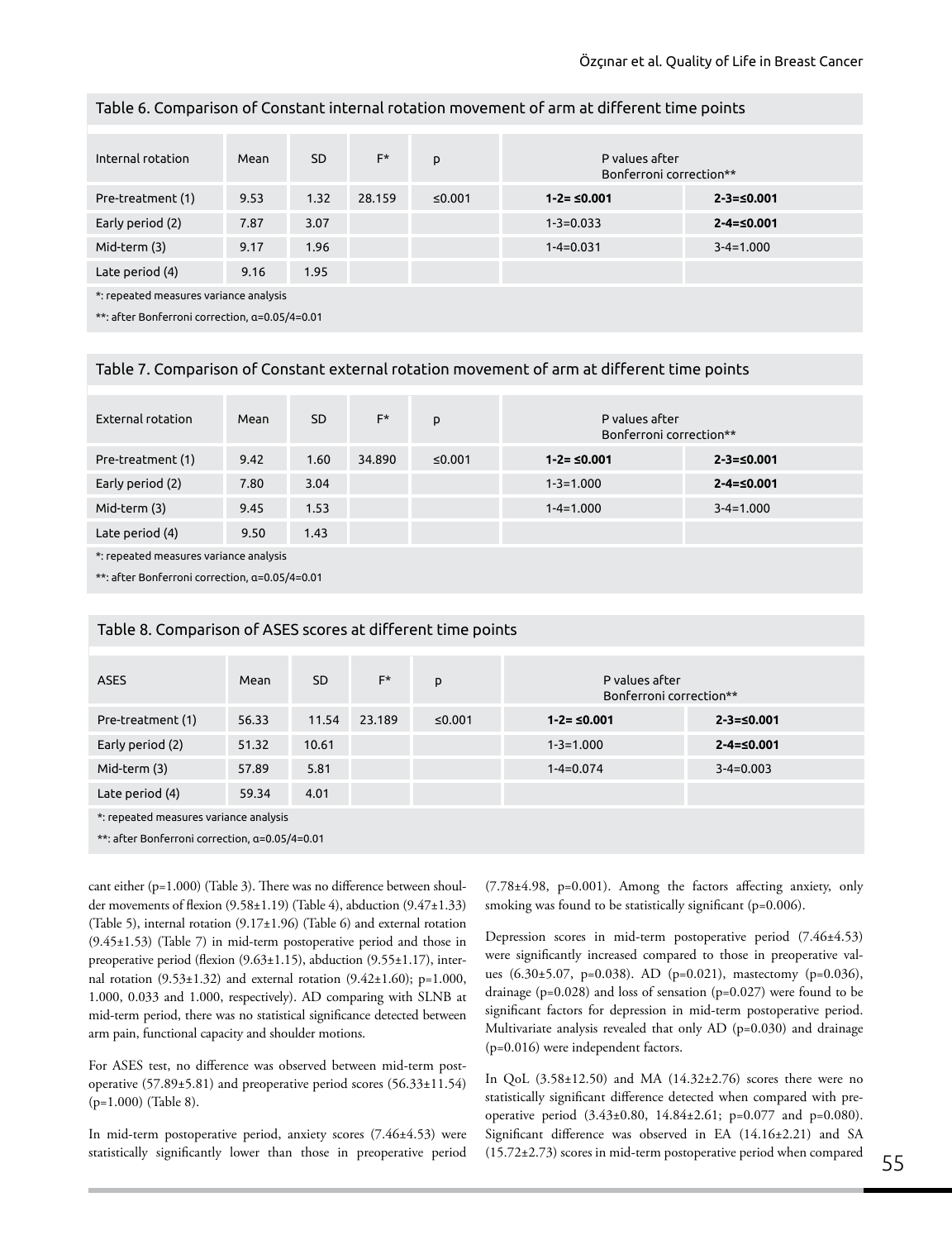Table 6. Comparison of Constant internal rotation movement of arm at different time points

| Internal rotation | Mean | SD | F* | p | P values after Bonferroni correction** | |
|---|---|---|---|---|---|---|
| Pre-treatment (1) | 9.53 | 1.32 | 28.159 | ≤0.001 | **1-2= ≤0.001** | **2-3=≤0.001** |
| Early period (2) | 7.87 | 3.07 | | | 1-3=0.033 | **2-4=≤0.001** |
| Mid-term (3) | 9.17 | 1.96 | | | 1-4=0.031 | 3-4=1.000 |
| Late period (4) | 9.16 | 1.95 | | | | |

*: repeated measures variance analysis

**: after Bonferroni correction, α=0.05/4=0.01

Table 7. Comparison of Constant external rotation movement of arm at different time points

| External rotation | Mean | SD | F* | p | P values after Bonferroni correction** | |
|---|---|---|---|---|---|---|
| Pre-treatment (1) | 9.42 | 1.60 | 34.890 | ≤0.001 | **1-2= ≤0.001** | **2-3=≤0.001** |
| Early period (2) | 7.80 | 3.04 | | | 1-3=1.000 | **2-4=≤0.001** |
| Mid-term (3) | 9.45 | 1.53 | | | 1-4=1.000 | 3-4=1.000 |
| Late period (4) | 9.50 | 1.43 | | | | |

*: repeated measures variance analysis

**: after Bonferroni correction, α=0.05/4=0.01

Table 8. Comparison of ASES scores at different time points

| ASES | Mean | SD | F* | p | P values after Bonferroni correction** | |
|---|---|---|---|---|---|---|
| Pre-treatment (1) | 56.33 | 11.54 | 23.189 | ≤0.001 | **1-2= ≤0.001** | **2-3=≤0.001** |
| Early period (2) | 51.32 | 10.61 | | | 1-3=1.000 | **2-4=≤0.001** |
| Mid-term (3) | 57.89 | 5.81 | | | 1-4=0.074 | 3-4=0.003 |
| Late period (4) | 59.34 | 4.01 | | | | |

*: repeated measures variance analysis

**: after Bonferroni correction, α=0.05/4=0.01

cant either (p=1.000) (Table 3). There was no difference between shoulder movements of flexion (9.58±1.19) (Table 4), abduction (9.47±1.33) (Table 5), internal rotation (9.17±1.96) (Table 6) and external rotation (9.45±1.53) (Table 7) in mid-term postoperative period and those in preoperative period (flexion (9.63±1.15), abduction (9.55±1.17), internal rotation (9.53±1.32) and external rotation (9.42±1.60); p=1.000, 1.000, 0.033 and 1.000, respectively). AD comparing with SLNB at mid-term period, there was no statistical significance detected between arm pain, functional capacity and shoulder motions.

For ASES test, no difference was observed between mid-term postoperative (57.89±5.81) and preoperative period scores (56.33±11.54) (p=1.000) (Table 8).

In mid-term postoperative period, anxiety scores (7.46±4.53) were statistically significantly lower than those in preoperative period (7.78±4.98, p=0.001). Among the factors affecting anxiety, only smoking was found to be statistically significant (p=0.006).

Depression scores in mid-term postoperative period (7.46±4.53) were significantly increased compared to those in preoperative values (6.30±5.07, p=0.038). AD (p=0.021), mastectomy (p=0.036), drainage (p=0.028) and loss of sensation (p=0.027) were found to be significant factors for depression in mid-term postoperative period. Multivariate analysis revealed that only AD (p=0.030) and drainage (p=0.016) were independent factors.

In QoL (3.58±12.50) and MA (14.32±2.76) scores there were no statistically significant difference detected when compared with preoperative period (3.43±0.80, 14.84±2.61; p=0.077 and p=0.080). Significant difference was observed in EA (14.16±2.21) and SA (15.72±2.73) scores in mid-term postoperative period when compared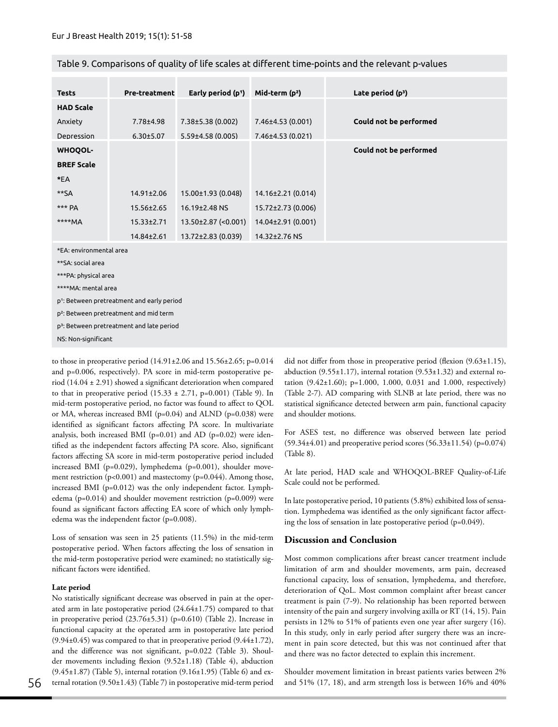Table 9. Comparisons of quality of life scales at different time-points and the relevant p-values

| Tests | Pre-treatment | Early period ($p^1$) | Mid-term ($p^2$) | Late period ($p^3$) |
|---|---|---|---|---|
| **HAD Scale** | | | | |
| Anxiety | 7.78±4.98 | 7.38±5.38 (0.002) | 7.46±4.53 (0.001) | **Could not be performed** |
| Depression | 6.30±5.07 | 5.59±4.58 (0.005) | 7.46±4.53 (0.021) | |
| **WHOQOL-** | | | | **Could not be performed** |
| **BREF Scale** | | | | |
| *EA | | | | |
| **SA | 14.91±2.06 | 15.00±1.93 (0.048) | 14.16±2.21 (0.014) | |
| *** PA | 15.56±2.65 | 16.19±2.48 NS | 15.72±2.73 (0.006) | |
| ****MA | 15.33±2.71 | 13.50±2.87 (<0.001) | 14.04±2.91 (0.001) | |
| | 14.84±2.61 | 13.72±2.83 (0.039) | 14.32±2.76 NS | |

*EA: environmental area

**SA: social area

***PA: physical area

****MA: mental area

$p^1$: Between pretreatment and early period

$p^2$: Between pretreatment and mid term

$p^3$: Between pretreatment and late period

NS: Non-significant

to those in preoperative period (14.91±2.06 and 15.56±2.65; p=0.014 and p=0.006, respectively). PA score in mid-term postoperative period (14.04 ± 2.91) showed a significant deterioration when compared to that in preoperative period (15.33 ± 2.71, p=0.001) (Table 9). In mid-term postoperative period, no factor was found to affect to QOL or MA, whereas increased BMI (p=0.04) and ALND (p=0.038) were identified as significant factors affecting PA score. In multivariate analysis, both increased BMI (p=0.01) and AD (p=0.02) were identified as the independent factors affecting PA score. Also, significant factors affecting SA score in mid-term postoperative period included increased BMI (p=0.029), lymphedema (p=0.001), shoulder movement restriction (p<0.001) and mastectomy (p=0.044). Among those, increased BMI (p=0.012) was the only independent factor. Lymphedema (p=0.014) and shoulder movement restriction (p=0.009) were found as significant factors affecting EA score of which only lymphedema was the independent factor (p=0.008).

Loss of sensation was seen in 25 patients (11.5%) in the mid-term postoperative period. When factors affecting the loss of sensation in the mid-term postoperative period were examined; no statistically significant factors were identified.

**Late period**

No statistically significant decrease was observed in pain at the operated arm in late postoperative period (24.64±1.75) compared to that in preoperative period (23.76±5.31) (p=0.610) (Table 2). Increase in functional capacity at the operated arm in postoperative late period (9.94±0.45) was compared to that in preoperative period (9.44±1.72), and the difference was not significant, p=0.022 (Table 3). Shoulder movements including flexion (9.52±1.18) (Table 4), abduction (9.45±1.87) (Table 5), internal rotation (9.16±1.95) (Table 6) and external rotation (9.50±1.43) (Table 7) in postoperative mid-term period did not differ from those in preoperative period (flexion (9.63±1.15), abduction (9.55±1.17), internal rotation (9.53±1.32) and external rotation (9.42±1.60); p=1.000, 1.000, 0.031 and 1.000, respectively) (Table 2-7). AD comparing with SLNB at late period, there was no statistical significance detected between arm pain, functional capacity and shoulder motions.

For ASES test, no difference was observed between late period (59.34±4.01) and preoperative period scores (56.33±11.54) (p=0.074) (Table 8).

At late period, HAD scale and WHOQOL-BREF Quality-of-Life Scale could not be performed.

In late postoperative period, 10 patients (5.8%) exhibited loss of sensation. Lymphedema was identified as the only significant factor affecting the loss of sensation in late postoperative period (p=0.049).

## Discussion and Conclusion

Most common complications after breast cancer treatment include limitation of arm and shoulder movements, arm pain, decreased functional capacity, loss of sensation, lymphedema, and therefore, deterioration of QoL. Most common complaint after breast cancer treatment is pain (7-9). No relationship has been reported between intensity of the pain and surgery involving axilla or RT (14, 15). Pain persists in 12% to 51% of patients even one year after surgery (16). In this study, only in early period after surgery there was an increment in pain score detected, but this was not continued after that and there was no factor detected to explain this increment.

Shoulder movement limitation in breast patients varies between 2% and 51% (17, 18), and arm strength loss is between 16% and 40%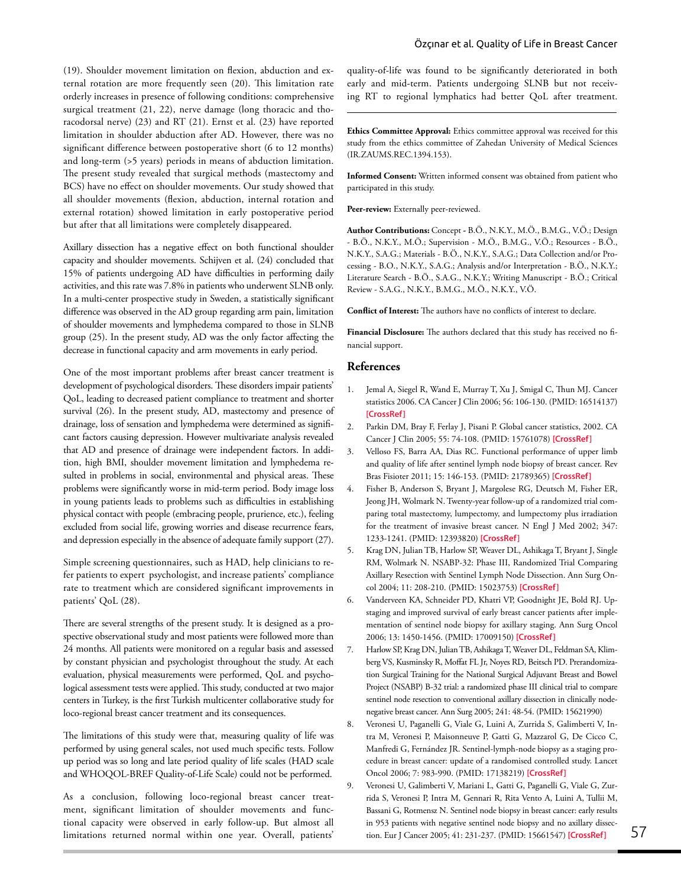(19). Shoulder movement limitation on flexion, abduction and external rotation are more frequently seen (20). This limitation rate orderly increases in presence of following conditions: comprehensive surgical treatment (21, 22), nerve damage (long thoracic and thoracodorsal nerve) (23) and RT (21). Ernst et al. (23) have reported limitation in shoulder abduction after AD. However, there was no significant difference between postoperative short (6 to 12 months) and long-term (>5 years) periods in means of abduction limitation. The present study revealed that surgical methods (mastectomy and BCS) have no effect on shoulder movements. Our study showed that all shoulder movements (flexion, abduction, internal rotation and external rotation) showed limitation in early postoperative period but after that all limitations were completely disappeared.

Axillary dissection has a negative effect on both functional shoulder capacity and shoulder movements. Schijven et al. (24) concluded that 15% of patients undergoing AD have difficulties in performing daily activities, and this rate was 7.8% in patients who underwent SLNB only. In a multi-center prospective study in Sweden, a statistically significant difference was observed in the AD group regarding arm pain, limitation of shoulder movements and lymphedema compared to those in SLNB group (25). In the present study, AD was the only factor affecting the decrease in functional capacity and arm movements in early period.

One of the most important problems after breast cancer treatment is development of psychological disorders. These disorders impair patients' QoL, leading to decreased patient compliance to treatment and shorter survival (26). In the present study, AD, mastectomy and presence of drainage, loss of sensation and lymphedema were determined as significant factors causing depression. However multivariate analysis revealed that AD and presence of drainage were independent factors. In addition, high BMI, shoulder movement limitation and lymphedema resulted in problems in social, environmental and physical areas. These problems were significantly worse in mid-term period. Body image loss in young patients leads to problems such as difficulties in establishing physical contact with people (embracing people, prurience, etc.), feeling excluded from social life, growing worries and disease recurrence fears, and depression especially in the absence of adequate family support (27).

Simple screening questionnaires, such as HAD, help clinicians to refer patients to expert psychologist, and increase patients' compliance rate to treatment which are considered significant improvements in patients' QoL (28).

There are several strengths of the present study. It is designed as a prospective observational study and most patients were followed more than 24 months. All patients were monitored on a regular basis and assessed by constant physician and psychologist throughout the study. At each evaluation, physical measurements were performed, QoL and psychological assessment tests were applied. This study, conducted at two major centers in Turkey, is the first Turkish multicenter collaborative study for loco-regional breast cancer treatment and its consequences.

The limitations of this study were that, measuring quality of life was performed by using general scales, not used much specific tests. Follow up period was so long and late period quality of life scales (HAD scale and WHOQOL-BREF Quality-of-Life Scale) could not be performed.

As a conclusion, following loco-regional breast cancer treatment, significant limitation of shoulder movements and functional capacity were observed in early follow-up. But almost all limitations returned normal within one year. Overall, patients' quality-of-life was found to be significantly deteriorated in both early and mid-term. Patients undergoing SLNB but not receiving RT to regional lymphatics had better QoL after treatment.

**Ethics Committee Approval:** Ethics committee approval was received for this study from the ethics committee of Zahedan University of Medical Sciences (IR.ZAUMS.REC.1394.153).

**Informed Consent:** Written informed consent was obtained from patient who participated in this study.

**Peer-review:** Externally peer-reviewed.

**Author Contributions:** Concept - B.Ö., N.K.Y., M.Ö., B.M.G., V.Ö.; Design - B.Ö., N.K.Y., M.Ö.; Supervision - M.Ö., B.M.G., V.Ö.; Resources - B.Ö., N.K.Y., S.A.G.; Materials - B.Ö., N.K.Y., S.A.G.; Data Collection and/or Processing - B.O., N.K.Y., S.A.G.; Analysis and/or Interpretation - B.Ö., N.K.Y.; Literature Search - B.Ö., S.A.G., N.K.Y.; Writing Manuscript - B.Ö.; Critical Review - S.A.G., N.K.Y., B.M.G., M.Ö., N.K.Y., V.Ö.

**Conflict of Interest:** The authors have no conflicts of interest to declare.

**Financial Disclosure:** The authors declared that this study has received no financial support.

## References

1. Jemal A, Siegel R, Wand E, Murray T, Xu J, Smigal C, Thun MJ. Cancer statistics 2006. CA Cancer J Clin 2006; 56: 106-130. (PMID: 16514137) [CrossRef]
2. Parkin DM, Bray F, Ferlay J, Pisani P. Global cancer statistics, 2002. CA Cancer J Clin 2005; 55: 74-108. (PMID: 15761078) [CrossRef]
3. Velloso FS, Barra AA, Dias RC. Functional performance of upper limb and quality of life after sentinel lymph node biopsy of breast cancer. Rev Bras Fisioter 2011; 15: 146-153. (PMID: 21789365) [CrossRef]
4. Fisher B, Anderson S, Bryant J, Margolese RG, Deutsch M, Fisher ER, Jeong JH, Wolmark N. Twenty-year follow-up of a randomized trial comparing total mastectomy, lumpectomy, and lumpectomy plus irradiation for the treatment of invasive breast cancer. N Engl J Med 2002; 347: 1233-1241. (PMID: 12393820) [CrossRef]
5. Krag DN, Julian TB, Harlow SP, Weaver DL, Ashikaga T, Bryant J, Single RM, Wolmark N. NSABP-32: Phase III, Randomized Trial Comparing Axillary Resection with Sentinel Lymph Node Dissection. Ann Surg Oncol 2004; 11: 208-210. (PMID: 15023753) [CrossRef]
6. Vanderveen KA, Schneider PD, Khatri VP, Goodnight JE, Bold RJ. Upstaging and improved survival of early breast cancer patients after implementation of sentinel node biopsy for axillary staging. Ann Surg Oncol 2006; 13: 1450-1456. (PMID: 17009150) [CrossRef]
7. Harlow SP, Krag DN, Julian TB, Ashikaga T, Weaver DL, Feldman SA, Klimberg VS, Kusminsky R, Moffat FL Jr, Noyes RD, Beitsch PD. Prerandomization Surgical Training for the National Surgical Adjuvant Breast and Bowel Project (NSABP) B-32 trial: a randomized phase III clinical trial to compare sentinel node resection to conventional axillary dissection in clinically node-negative breast cancer. Ann Surg 2005; 241: 48-54. (PMID: 15621990)
8. Veronesi U, Paganelli G, Viale G, Luini A, Zurrida S, Galimberti V, Intra M, Veronesi P, Maisonneuve P, Gatti G, Mazzarol G, De Cicco C, Manfredi G, Fernández JR. Sentinel-lymph-node biopsy as a staging procedure in breast cancer: update of a randomised controlled study. Lancet Oncol 2006; 7: 983-990. (PMID: 17138219) [CrossRef]
9. Veronesi U, Galimberti V, Mariani L, Gatti G, Paganelli G, Viale G, Zurrida S, Veronesi P, Intra M, Gennari R, Rita Vento A, Luini A, Tullii M, Bassani G, Rotmensz N. Sentinel node biopsy in breast cancer: early results in 953 patients with negative sentinel node biopsy and no axillary dissection. Eur J Cancer 2005; 41: 231-237. (PMID: 15661547) [CrossRef]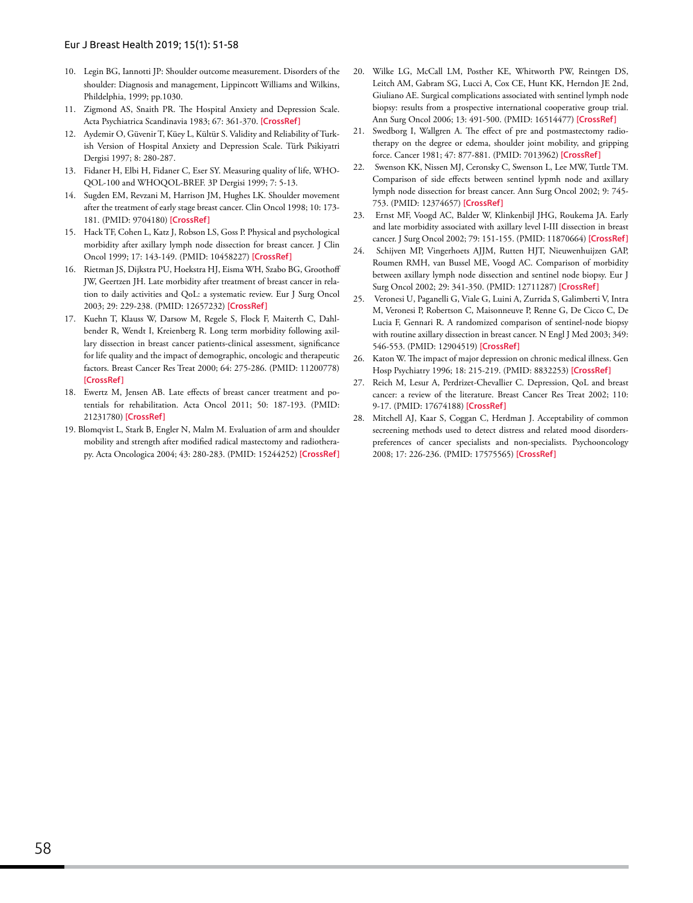10. Legin BG, Iannotti JP: Shoulder outcome measurement. Disorders of the shoulder: Diagnosis and management, Lippincott Williams and Wilkins, Phildelphia, 1999; pp.1030.
11. Zigmond AS, Snaith PR. The Hospital Anxiety and Depression Scale. Acta Psychiatrica Scandinavia 1983; 67: 361-370. [CrossRef]
12. Aydemir O, Güvenir T, Küey L, Kültür S. Validity and Reliability of Turkish Version of Hospital Anxiety and Depression Scale. Türk Psikiyatri Dergisi 1997; 8: 280-287.
13. Fidaner H, Elbi H, Fidaner C, Eser SY. Measuring quality of life, WHOQOL-100 and WHOQOL-BREF. 3P Dergisi 1999; 7: 5-13.
14. Sugden EM, Revzani M, Harrison JM, Hughes LK. Shoulder movement after the treatment of early stage breast cancer. Clin Oncol 1998; 10: 173-181. (PMID: 9704180) [CrossRef]
15. Hack TF, Cohen L, Katz J, Robson LS, Goss P. Physical and psychological morbidity after axillary lymph node dissection for breast cancer. J Clin Oncol 1999; 17: 143-149. (PMID: 10458227) [CrossRef]
16. Rietman JS, Dijkstra PU, Hoekstra HJ, Eisma WH, Szabo BG, Groothoff JW, Geertzen JH. Late morbidity after treatment of breast cancer in relation to daily activities and QoL: a systematic review. Eur J Surg Oncol 2003; 29: 229-238. (PMID: 12657232) [CrossRef]
17. Kuehn T, Klauss W, Darsow M, Regele S, Flock F, Maiterth C, Dahlbender R, Wendt I, Kreienberg R. Long term morbidity following axillary dissection in breast cancer patients-clinical assessment, significance for life quality and the impact of demographic, oncologic and therapeutic factors. Breast Cancer Res Treat 2000; 64: 275-286. (PMID: 11200778) [CrossRef]
18. Ewertz M, Jensen AB. Late effects of breast cancer treatment and potentials for rehabilitation. Acta Oncol 2011; 50: 187-193. (PMID: 21231780) [CrossRef]
19. Blomqvist L, Stark B, Engler N, Malm M. Evaluation of arm and shoulder mobility and strength after modified radical mastectomy and radiotherapy. Acta Oncologica 2004; 43: 280-283. (PMID: 15244252) [CrossRef]
20. Wilke LG, McCall LM, Posther KE, Whitworth PW, Reintgen DS, Leitch AM, Gabram SG, Lucci A, Cox CE, Hunt KK, Herndon JE 2nd, Giuliano AE. Surgical complications associated with sentinel lymph node biopsy: results from a prospective international cooperative group trial. Ann Surg Oncol 2006; 13: 491-500. (PMID: 16514477) [CrossRef]
21. Swedborg I, Wallgren A. The effect of pre and postmastectomy radiotherapy on the degree or edema, shoulder joint mobility, and gripping force. Cancer 1981; 47: 877-881. (PMID: 7013962) [CrossRef]
22. Swenson KK, Nissen MJ, Ceronsky C, Swenson L, Lee MW, Tuttle TM. Comparison of side effects between sentinel lypmh node and axillary lymph node dissection for breast cancer. Ann Surg Oncol 2002; 9: 745-753. (PMID: 12374657) [CrossRef]
23. Ernst MF, Voogd AC, Balder W, Klinkenbijl JHG, Roukema JA. Early and late morbidity associated with axillary level I-III dissection in breast cancer. J Surg Oncol 2002; 79: 151-155. (PMID: 11870664) [CrossRef]
24. Schijven MP, Vingerhoets AJJM, Rutten HJT, Nieuwenhuijzen GAP, Roumen RMH, van Bussel ME, Voogd AC. Comparison of morbidity between axillary lymph node dissection and sentinel node biopsy. Eur J Surg Oncol 2002; 29: 341-350. (PMID: 12711287) [CrossRef]
25. Veronesi U, Paganelli G, Viale G, Luini A, Zurrida S, Galimberti V, Intra M, Veronesi P, Robertson C, Maisonneuve P, Renne G, De Cicco C, De Lucia F, Gennari R. A randomized comparison of sentinel-node biopsy with routine axillary dissection in breast cancer. N Engl J Med 2003; 349: 546-553. (PMID: 12904519) [CrossRef]
26. Katon W. The impact of major depression on chronic medical illness. Gen Hosp Psychiatry 1996; 18: 215-219. (PMID: 8832253) [CrossRef]
27. Reich M, Lesur A, Perdrizet-Chevallier C. Depression, QoL and breast cancer: a review of the literature. Breast Cancer Res Treat 2002; 110: 9-17. (PMID: 17674188) [CrossRef]
28. Mitchell AJ, Kaar S, Coggan C, Herdman J. Acceptability of common secreening methods used to detect distress and related mood disorders-preferences of cancer specialists and non-specialists. Psychooncology 2008; 17: 226-236. (PMID: 17575565) [CrossRef]